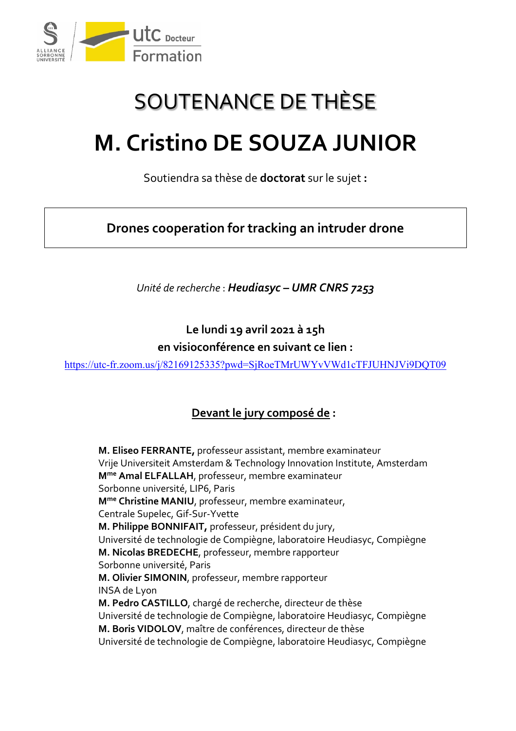# SOUTENANCE DE THÈSE

# M. Cristino DE SOUZA JUNIOR

Soutiendra sa thèse de **doctorat** sur le sujet **:**

**Drones cooperation for tracking an intruder drone**

*Unité de recherche* : ***Heudiasyc – UMR CNRS 7253***

**Le lundi 19 avril 2021 à 15h**
**en visioconférence en suivant ce lien :**

https://utc-fr.zoom.us/j/82169125335?pwd=SjRoeTMrUWYvVWd1cTFJUHNJVi9DQT09

## Devant le jury composé de :

**M. Eliseo FERRANTE,** professeur assistant, membre examinateur
Vrije Universiteit Amsterdam & Technology Innovation Institute, Amsterdam
**Mme Amal ELFALLAH**, professeur, membre examinateur
Sorbonne université, LIP6, Paris
**Mme Christine MANIU**, professeur, membre examinateur,
Centrale Supelec, Gif-Sur-Yvette
**M. Philippe BONNIFAIT,** professeur, président du jury,
Université de technologie de Compiègne, laboratoire Heudiasyc, Compiègne
**M. Nicolas BREDECHE**, professeur, membre rapporteur
Sorbonne université, Paris
**M. Olivier SIMONIN**, professeur, membre rapporteur
INSA de Lyon
**M. Pedro CASTILLO**, chargé de recherche, directeur de thèse
Université de technologie de Compiègne, laboratoire Heudiasyc, Compiègne
**M. Boris VIDOLOV**, maître de conférences, directeur de thèse
Université de technologie de Compiègne, laboratoire Heudiasyc, Compiègne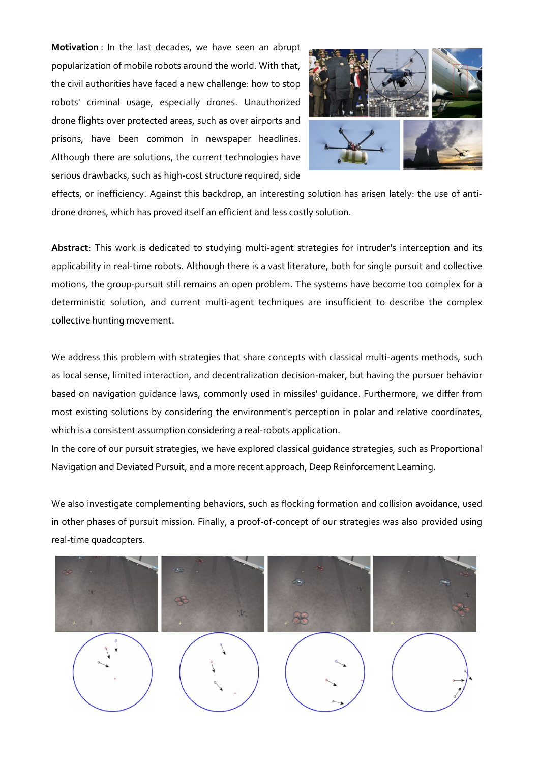**Motivation** : In the last decades, we have seen an abrupt popularization of mobile robots around the world. With that, the civil authorities have faced a new challenge: how to stop robots' criminal usage, especially drones. Unauthorized drone flights over protected areas, such as over airports and prisons, have been common in newspaper headlines. Although there are solutions, the current technologies have serious drawbacks, such as high-cost structure required, side effects, or inefficiency. Against this backdrop, an interesting solution has arisen lately: the use of anti-drone drones, which has proved itself an efficient and less costly solution.

**Abstract**: This work is dedicated to studying multi-agent strategies for intruder's interception and its applicability in real-time robots. Although there is a vast literature, both for single pursuit and collective motions, the group-pursuit still remains an open problem. The systems have become too complex for a deterministic solution, and current multi-agent techniques are insufficient to describe the complex collective hunting movement.

We address this problem with strategies that share concepts with classical multi-agents methods, such as local sense, limited interaction, and decentralization decision-maker, but having the pursuer behavior based on navigation guidance laws, commonly used in missiles' guidance. Furthermore, we differ from most existing solutions by considering the environment's perception in polar and relative coordinates, which is a consistent assumption considering a real-robots application.

In the core of our pursuit strategies, we have explored classical guidance strategies, such as Proportional Navigation and Deviated Pursuit, and a more recent approach, Deep Reinforcement Learning.

We also investigate complementing behaviors, such as flocking formation and collision avoidance, used in other phases of pursuit mission. Finally, a proof-of-concept of our strategies was also provided using real-time quadcopters.